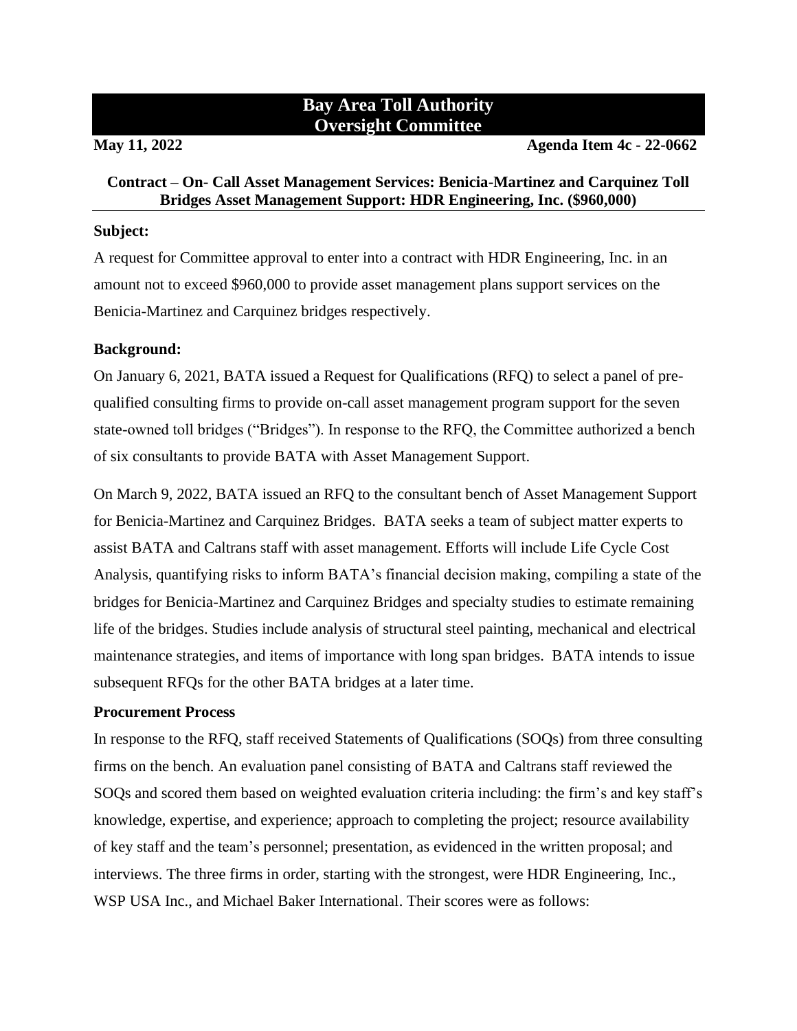# Bay Area Toll Authority
# Oversight Committee

**May 11, 2022** **Agenda Item 4c - 22-0662**

## Contract – On- Call Asset Management Services: Benicia-Martinez and Carquinez Toll Bridges Asset Management Support: HDR Engineering, Inc. ($960,000)

**Subject:**

A request for Committee approval to enter into a contract with HDR Engineering, Inc. in an amount not to exceed $960,000 to provide asset management plans support services on the Benicia-Martinez and Carquinez bridges respectively.

**Background:**

On January 6, 2021, BATA issued a Request for Qualifications (RFQ) to select a panel of pre-qualified consulting firms to provide on-call asset management program support for the seven state-owned toll bridges ("Bridges"). In response to the RFQ, the Committee authorized a bench of six consultants to provide BATA with Asset Management Support.

On March 9, 2022, BATA issued an RFQ to the consultant bench of Asset Management Support for Benicia-Martinez and Carquinez Bridges. BATA seeks a team of subject matter experts to assist BATA and Caltrans staff with asset management. Efforts will include Life Cycle Cost Analysis, quantifying risks to inform BATA's financial decision making, compiling a state of the bridges for Benicia-Martinez and Carquinez Bridges and specialty studies to estimate remaining life of the bridges. Studies include analysis of structural steel painting, mechanical and electrical maintenance strategies, and items of importance with long span bridges. BATA intends to issue subsequent RFQs for the other BATA bridges at a later time.

**Procurement Process**

In response to the RFQ, staff received Statements of Qualifications (SOQs) from three consulting firms on the bench. An evaluation panel consisting of BATA and Caltrans staff reviewed the SOQs and scored them based on weighted evaluation criteria including: the firm's and key staff's knowledge, expertise, and experience; approach to completing the project; resource availability of key staff and the team's personnel; presentation, as evidenced in the written proposal; and interviews. The three firms in order, starting with the strongest, were HDR Engineering, Inc., WSP USA Inc., and Michael Baker International. Their scores were as follows: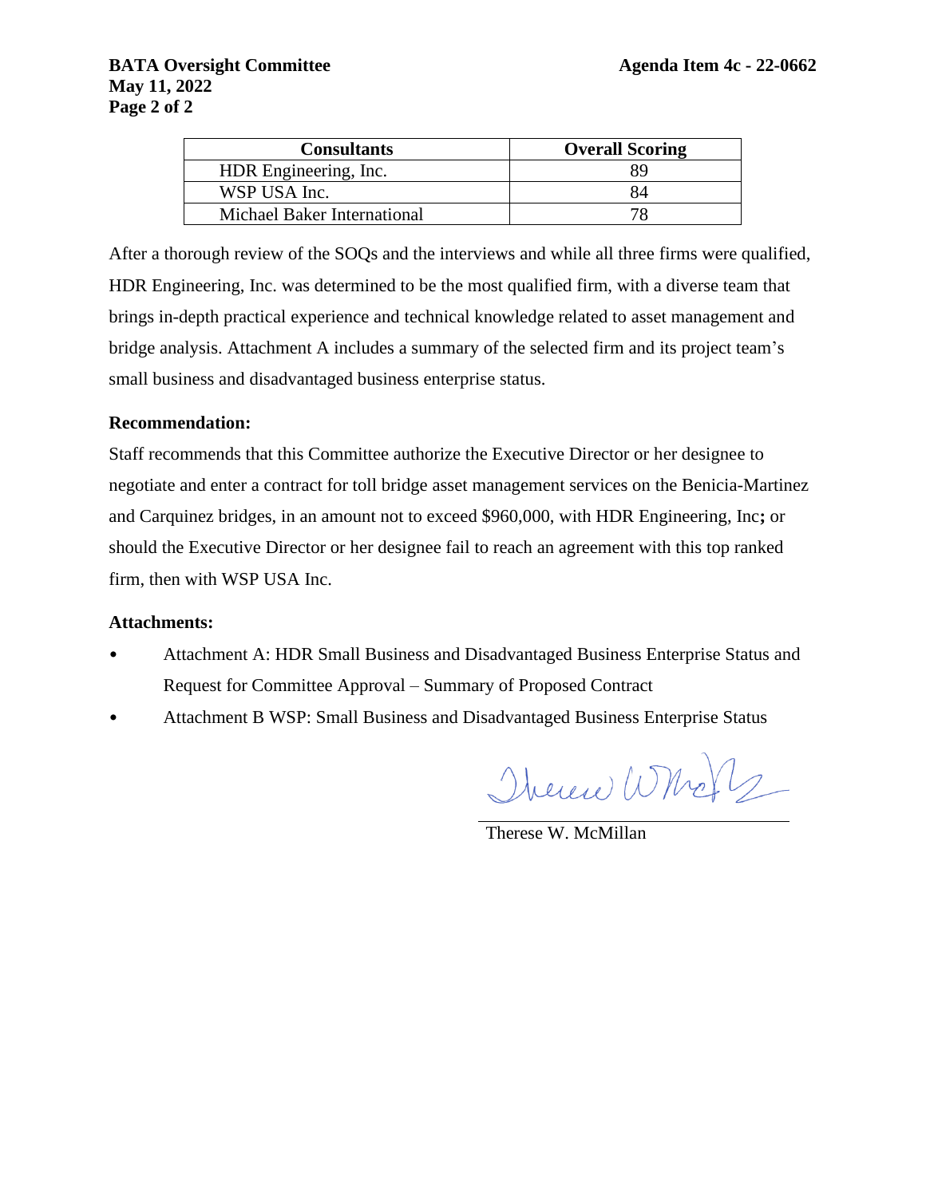| Consultants | Overall Scoring |
|---|---|
| HDR Engineering, Inc. | 89 |
| WSP USA Inc. | 84 |
| Michael Baker International | 78 |

After a thorough review of the SOQs and the interviews and while all three firms were qualified, HDR Engineering, Inc. was determined to be the most qualified firm, with a diverse team that brings in-depth practical experience and technical knowledge related to asset management and bridge analysis. Attachment A includes a summary of the selected firm and its project team's small business and disadvantaged business enterprise status.

**Recommendation:**

Staff recommends that this Committee authorize the Executive Director or her designee to negotiate and enter a contract for toll bridge asset management services on the Benicia-Martinez and Carquinez bridges, in an amount not to exceed $960,000, with HDR Engineering, Inc**;** or should the Executive Director or her designee fail to reach an agreement with this top ranked firm, then with WSP USA Inc.

**Attachments:**

- Attachment A: HDR Small Business and Disadvantaged Business Enterprise Status and Request for Committee Approval – Summary of Proposed Contract
- Attachment B WSP: Small Business and Disadvantaged Business Enterprise Status

Therese W. McMillan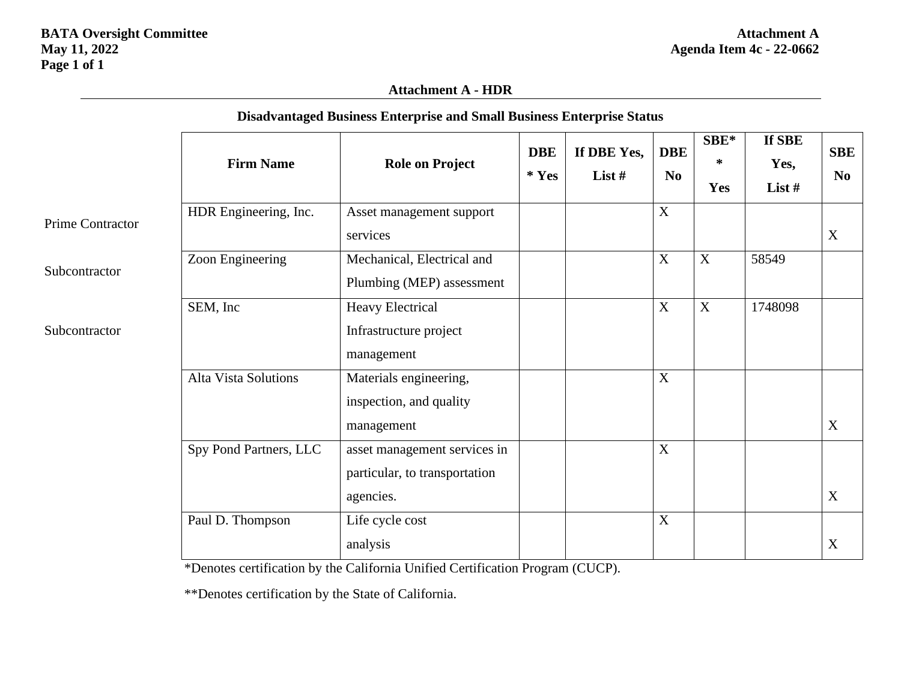**BATA Oversight Committee**
**May 11, 2022**
**Page 1 of 1**

**Attachment A**
**Agenda Item 4c - 22-0662**

### Attachment A - HDR

### Disadvantaged Business Enterprise and Small Business Enterprise Status

| | Firm Name | Role on Project | DBE * Yes | If DBE Yes, List # | DBE No | SBE** Yes | If SBE Yes, List # | SBE No |
|---|---|---|---|---|---|---|---|---|
| Prime Contractor | HDR Engineering, Inc. | Asset management support services | | | X | | | X |
| Subcontractor | Zoon Engineering | Mechanical, Electrical and Plumbing (MEP) assessment | | | X | X | 58549 | |
| Subcontractor | SEM, Inc | Heavy Electrical Infrastructure project management | | | X | X | 1748098 | |
| | Alta Vista Solutions | Materials engineering, inspection, and quality management | | | X | | | X |
| | Spy Pond Partners, LLC | asset management services in particular, to transportation agencies. | | | X | | | X |
| | Paul D. Thompson | Life cycle cost analysis | | | X | | | X |

*Denotes certification by the California Unified Certification Program (CUCP).

**Denotes certification by the State of California.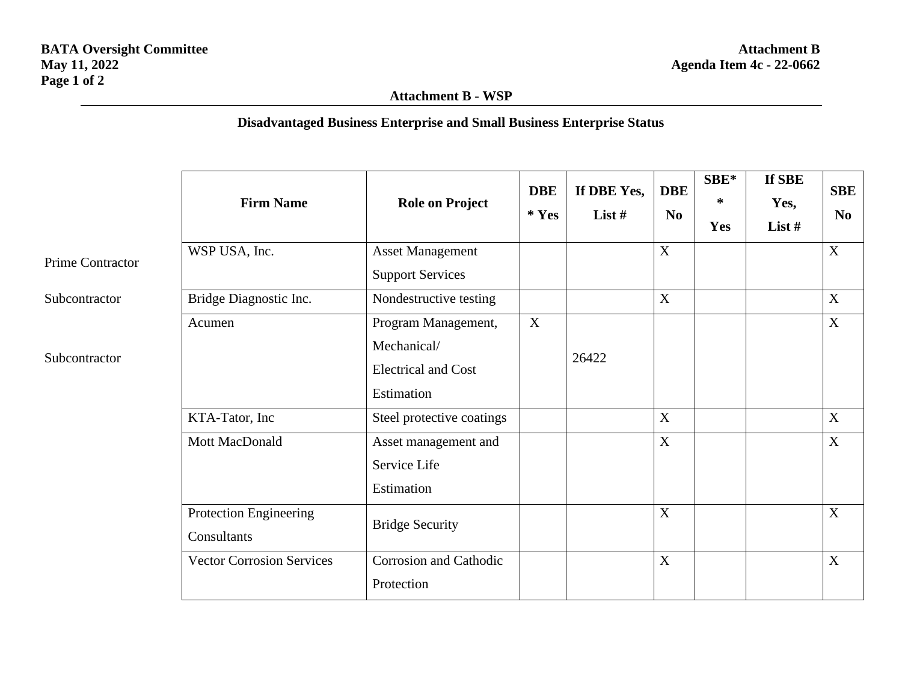**BATA Oversight Committee**
**May 11, 2022**
**Page 1 of 2**

**Attachment B**
**Agenda Item 4c - 22-0662**

**Attachment B - WSP**

**Disadvantaged Business Enterprise and Small Business Enterprise Status**

| | Firm Name | Role on Project | DBE * Yes | If DBE Yes, List # | DBE No | SBE** Yes | If SBE Yes, List # | SBE No |
|---|---|---|---|---|---|---|---|---|
| Prime Contractor | WSP USA, Inc. | Asset Management Support Services | | | X | | | X |
| Subcontractor | Bridge Diagnostic Inc. | Nondestructive testing | | | X | | | X |
| Subcontractor | Acumen | Program Management, Mechanical/ Electrical and Cost Estimation | X | 26422 | | | | X |
| | KTA-Tator, Inc | Steel protective coatings | | | X | | | X |
| | Mott MacDonald | Asset management and Service Life Estimation | | | X | | | X |
| | Protection Engineering Consultants | Bridge Security | | | X | | | X |
| | Vector Corrosion Services | Corrosion and Cathodic Protection | | | X | | | X |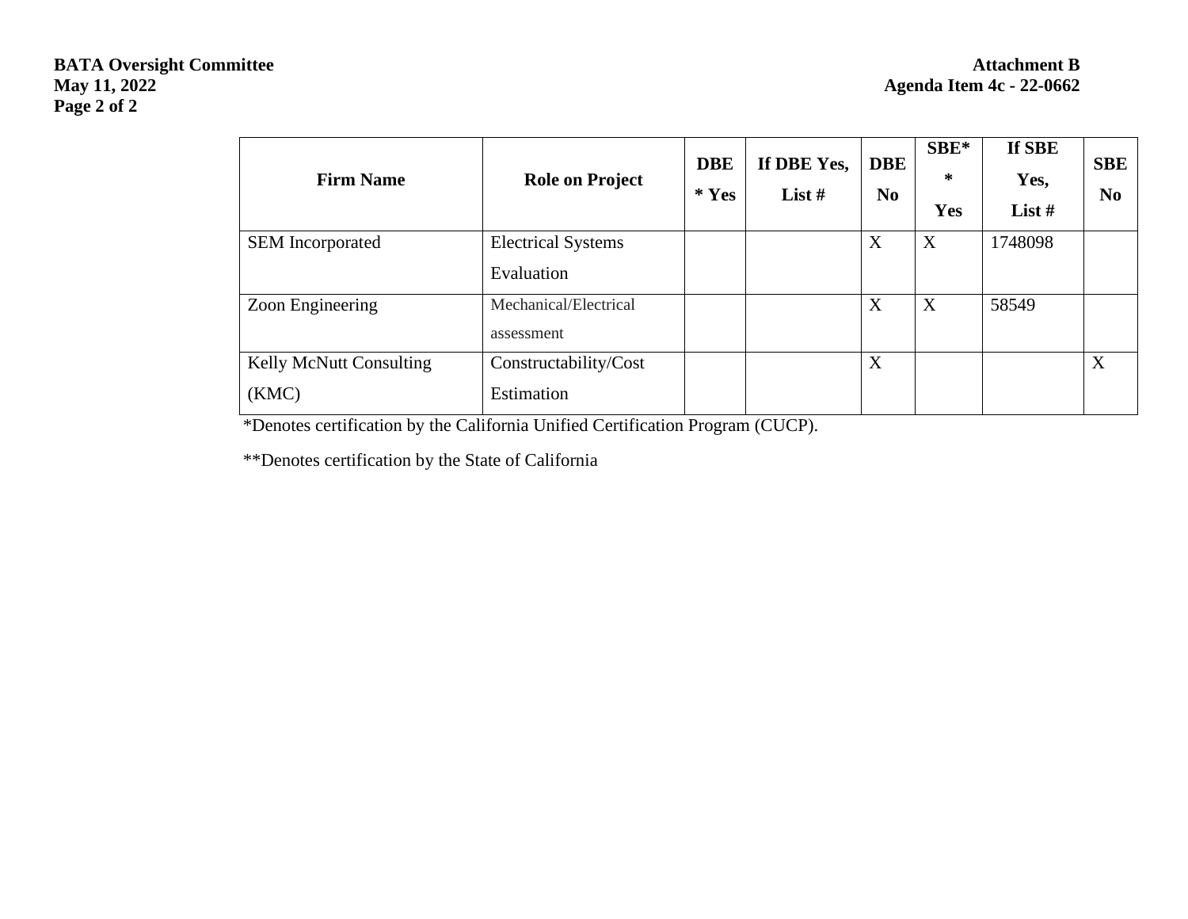| Firm Name | Role on Project | DBE * Yes | If DBE Yes, List # | DBE No | SBE** Yes | If SBE Yes, List # | SBE No |
|---|---|---|---|---|---|---|---|
| SEM Incorporated | Electrical Systems Evaluation | | | X | X | 1748098 | |
| Zoon Engineering | Mechanical/Electrical assessment | | | X | X | 58549 | |
| Kelly McNutt Consulting (KMC) | Constructability/Cost Estimation | | | X | | | X |

*Denotes certification by the California Unified Certification Program (CUCP).

**Denotes certification by the State of California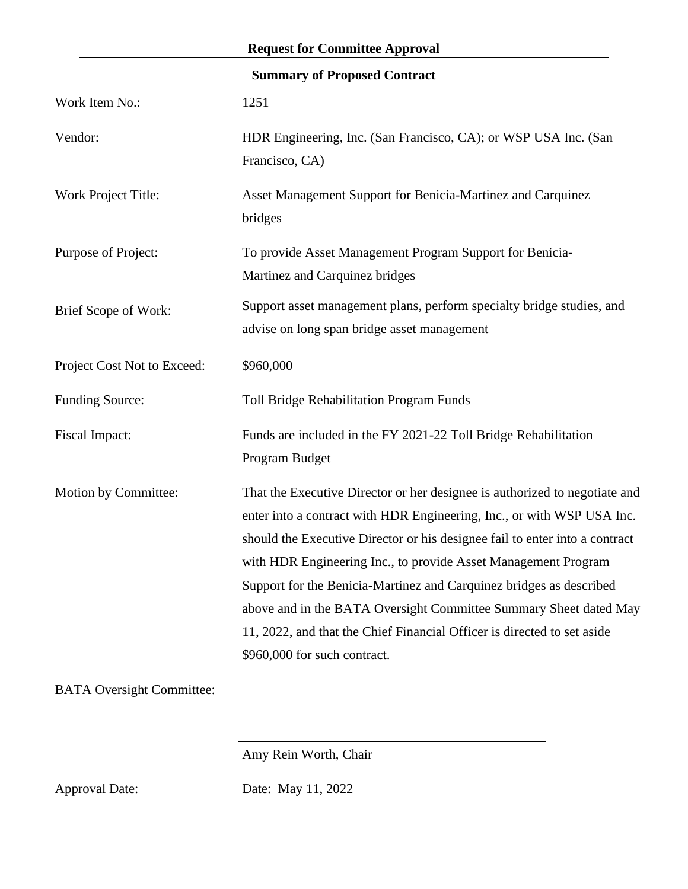**Request for Committee Approval**

**Summary of Proposed Contract**

| | |
|---|---|
| Work Item No.: | 1251 |
| Vendor: | HDR Engineering, Inc. (San Francisco, CA); or WSP USA Inc. (San Francisco, CA) |
| Work Project Title: | Asset Management Support for Benicia-Martinez and Carquinez bridges |
| Purpose of Project: | To provide Asset Management Program Support for Benicia-Martinez and Carquinez bridges |
| Brief Scope of Work: | Support asset management plans, perform specialty bridge studies, and advise on long span bridge asset management |
| Project Cost Not to Exceed: | $960,000 |
| Funding Source: | Toll Bridge Rehabilitation Program Funds |
| Fiscal Impact: | Funds are included in the FY 2021-22 Toll Bridge Rehabilitation Program Budget |
| Motion by Committee: | That the Executive Director or her designee is authorized to negotiate and enter into a contract with HDR Engineering, Inc., or with WSP USA Inc. should the Executive Director or his designee fail to enter into a contract with HDR Engineering Inc., to provide Asset Management Program Support for the Benicia-Martinez and Carquinez bridges as described above and in the BATA Oversight Committee Summary Sheet dated May 11, 2022, and that the Chief Financial Officer is directed to set aside $960,000 for such contract. |

BATA Oversight Committee:

\_\_\_\_\_\_\_\_\_\_\_\_\_\_\_\_\_\_\_\_\_\_\_\_\_\_\_\_\_\_\_\_\_\_\_\_\_\_\_\_

Amy Rein Worth, Chair

Approval Date: Date: May 11, 2022